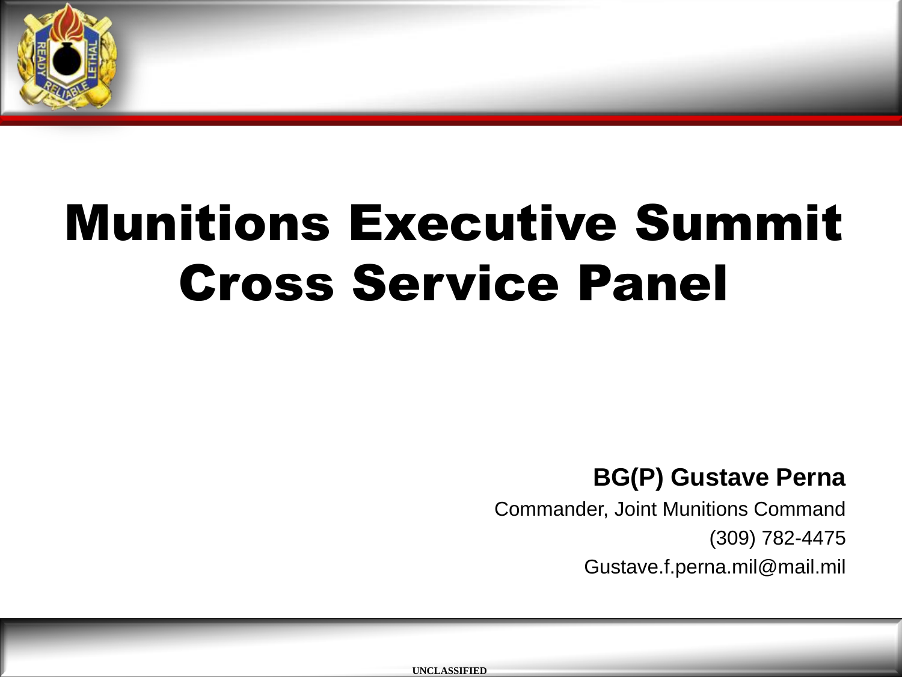# Munitions Executive Summit Cross Service Panel

**BG(P) Gustave Perna**

Commander, Joint Munitions Command

(309) 782-4475

Gustave.f.perna.mil@mail.mil

UNCLASSIFIED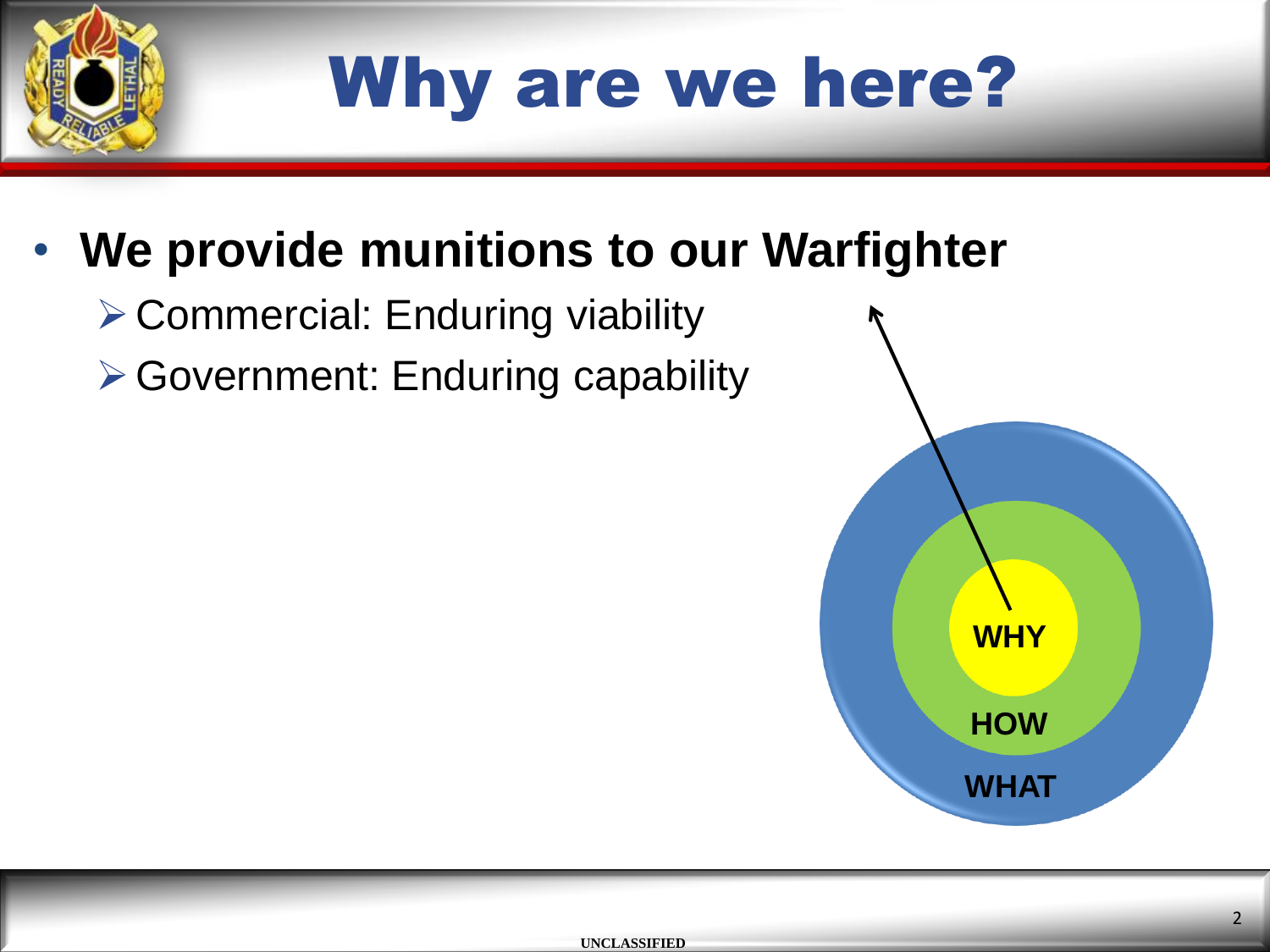# Why are we here?

- **We provide munitions to our Warfighter**
  - Commercial: Enduring viability
  - Government: Enduring capability

WHY

HOW

WHAT

UNCLASSIFIED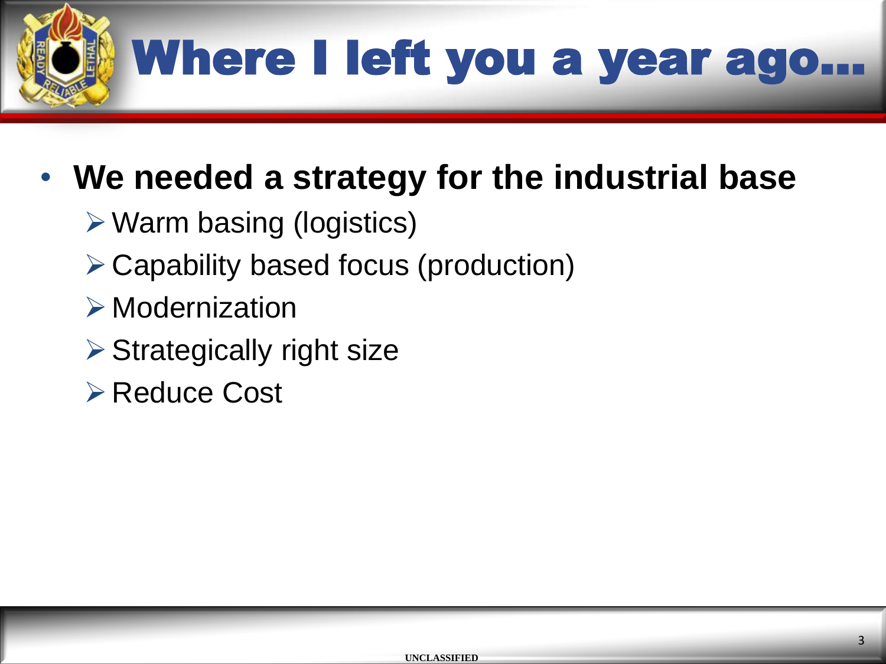# Where I left you a year ago…

- **We needed a strategy for the industrial base**
  - Warm basing (logistics)
  - Capability based focus (production)
  - Modernization
  - Strategically right size
  - Reduce Cost

UNCLASSIFIED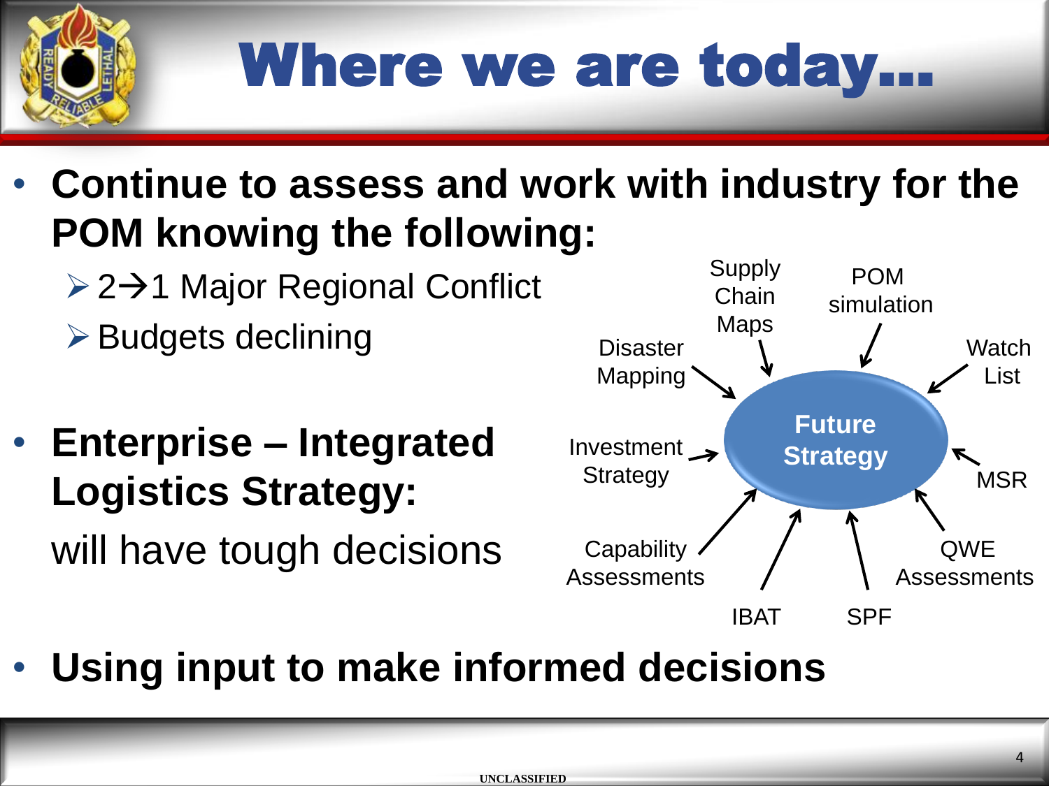# Where we are today…

- **Continue to assess and work with industry for the POM knowing the following:**
  - 2→1 Major Regional Conflict
  - Budgets declining
- **Enterprise – Integrated Logistics Strategy:** will have tough decisions

Future Strategy

Supply Chain Maps

POM simulation

Disaster Mapping

Watch List

Investment Strategy

MSR

Capability Assessments

QWE Assessments

IBAT

SPF

- **Using input to make informed decisions**

UNCLASSIFIED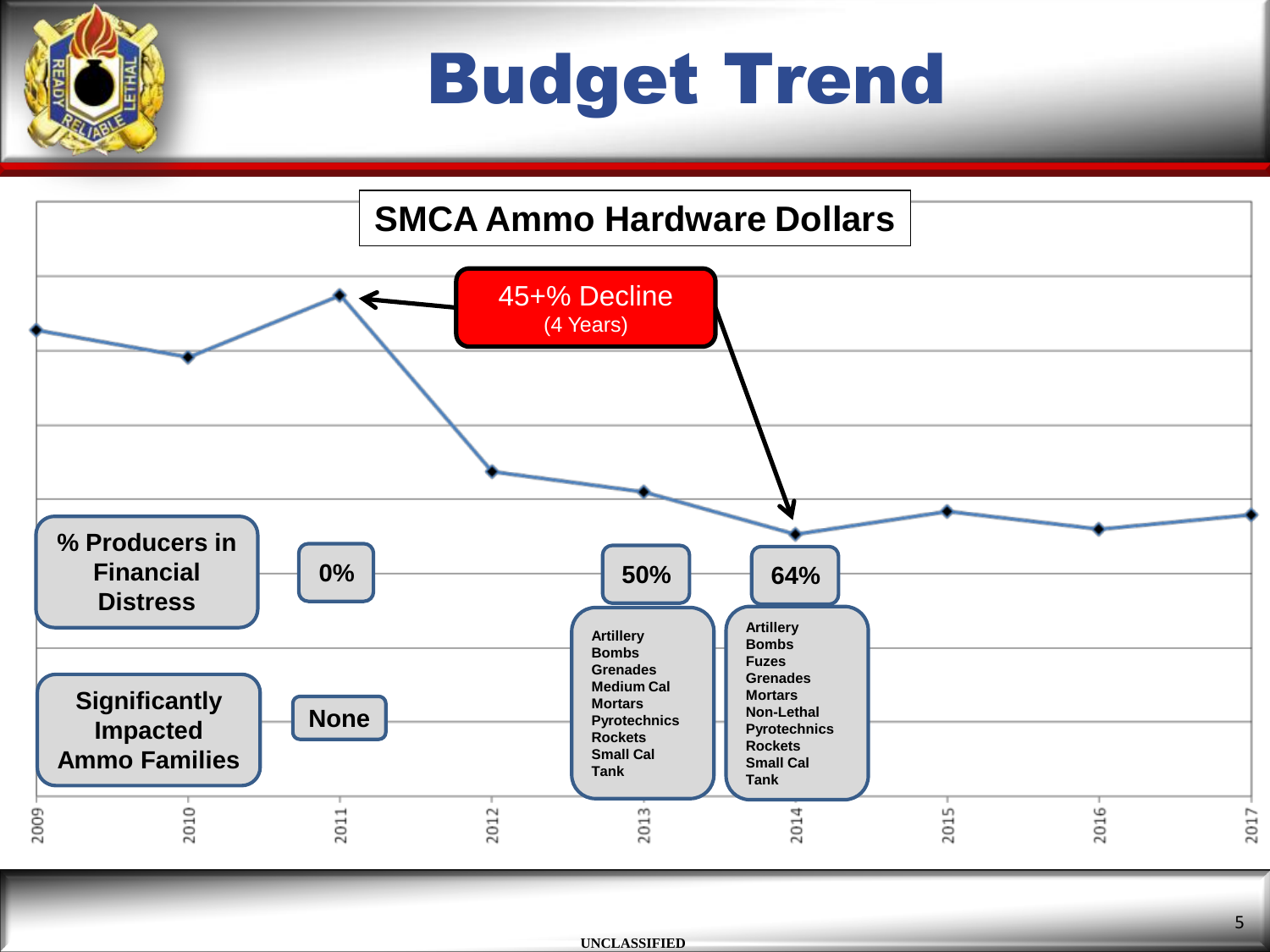# Budget Trend

**SMCA Ammo Hardware Dollars**

45+% Decline
(4 Years)

| | 2011 | 2013 | 2014 |
|---|---|---|---|
| **% Producers in Financial Distress** | 0% | 50% | 64% |
| **Significantly Impacted Ammo Families** | None | Artillery<br>Bombs<br>Grenades<br>Medium Cal<br>Mortars<br>Pyrotechnics<br>Rockets<br>Small Cal<br>Tank | Artillery<br>Bombs<br>Fuzes<br>Grenades<br>Mortars<br>Non-Lethal<br>Pyrotechnics<br>Rockets<br>Small Cal<br>Tank |

2009 2010 2011 2012 2013 2014 2015 2016 2017

UNCLASSIFIED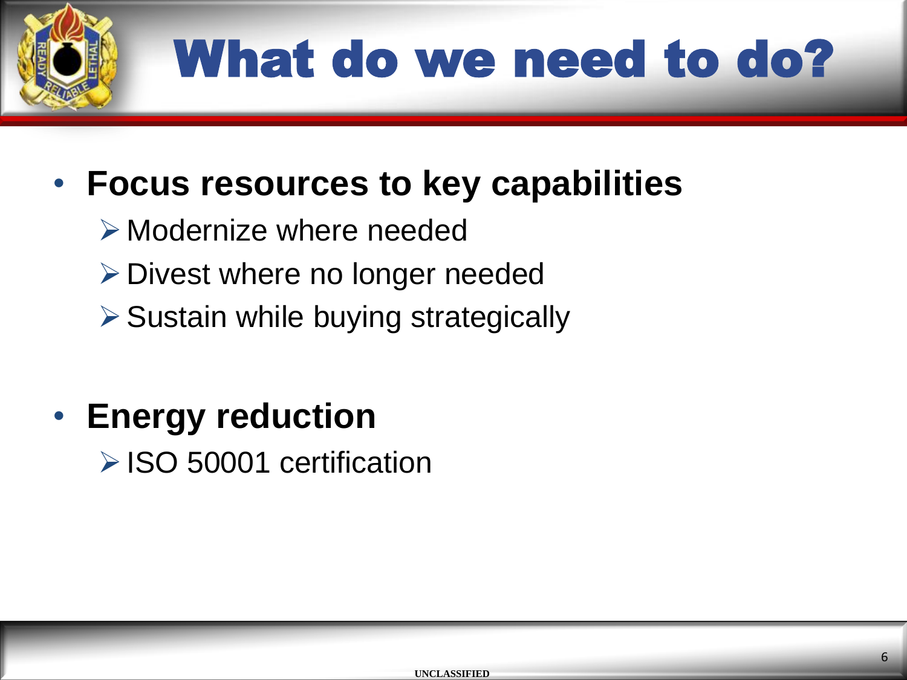# What do we need to do?

- **Focus resources to key capabilities**
  - Modernize where needed
  - Divest where no longer needed
  - Sustain while buying strategically

- **Energy reduction**
  - ISO 50001 certification

UNCLASSIFIED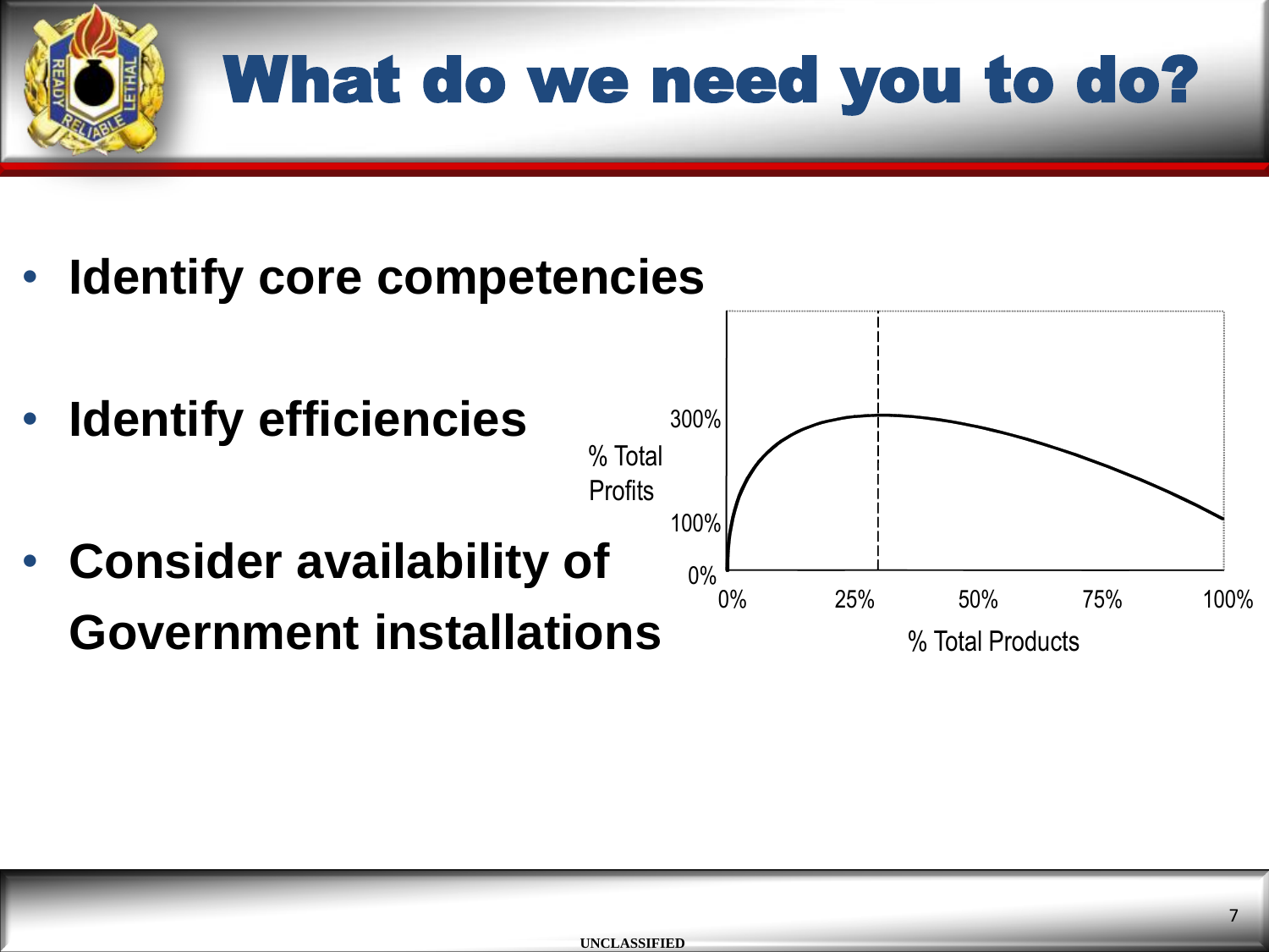# What do we need you to do?

- **Identify core competencies**
- **Identify efficiencies**
- **Consider availability of Government installations**

300%
% Total Profits
100%
0%
0%
25%
50%
75%
100%
% Total Products

UNCLASSIFIED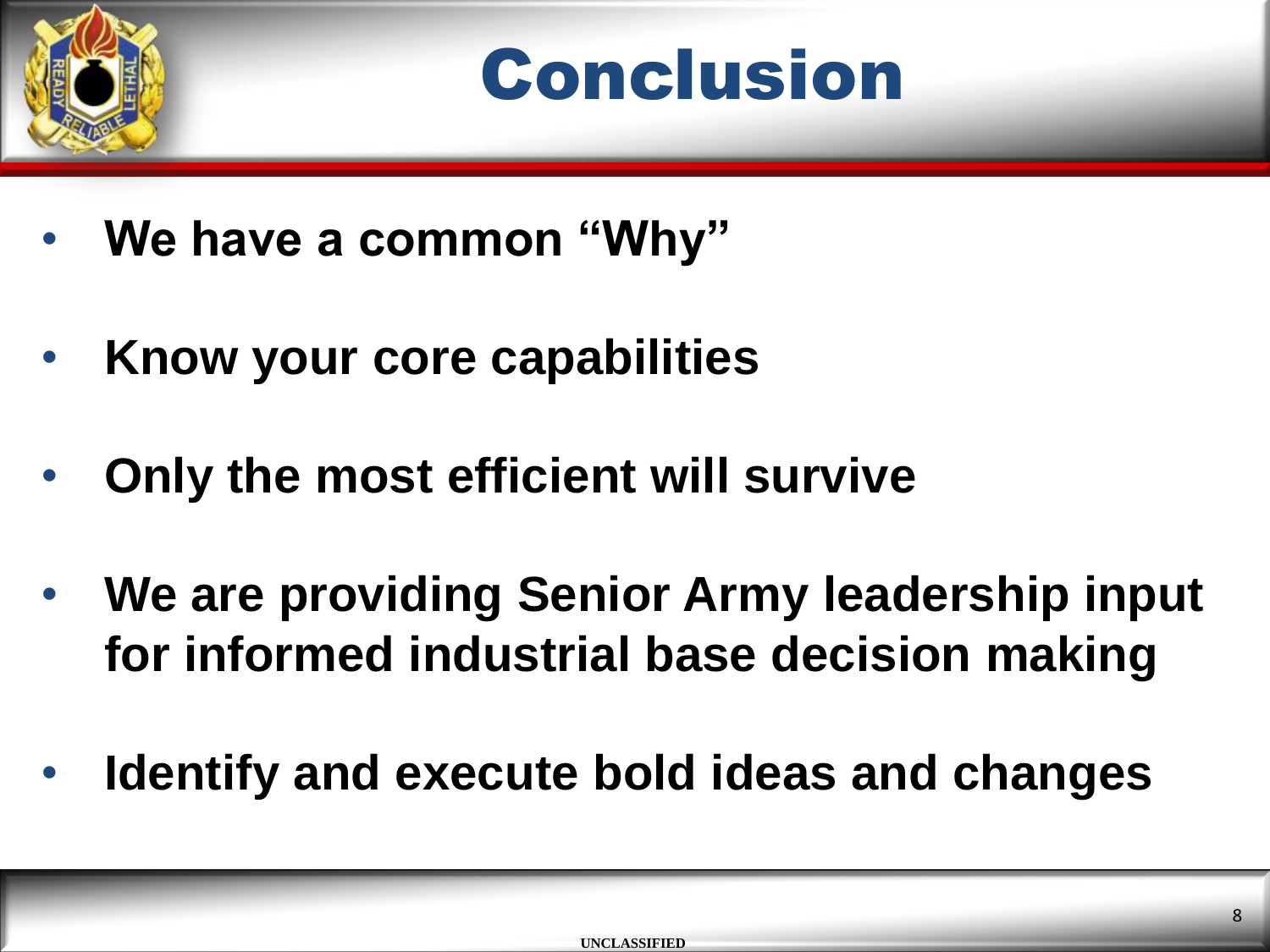# Conclusion

- **We have a common “Why”**
- **Know your core capabilities**
- **Only the most efficient will survive**
- **We are providing Senior Army leadership input for informed industrial base decision making**
- **Identify and execute bold ideas and changes**

UNCLASSIFIED